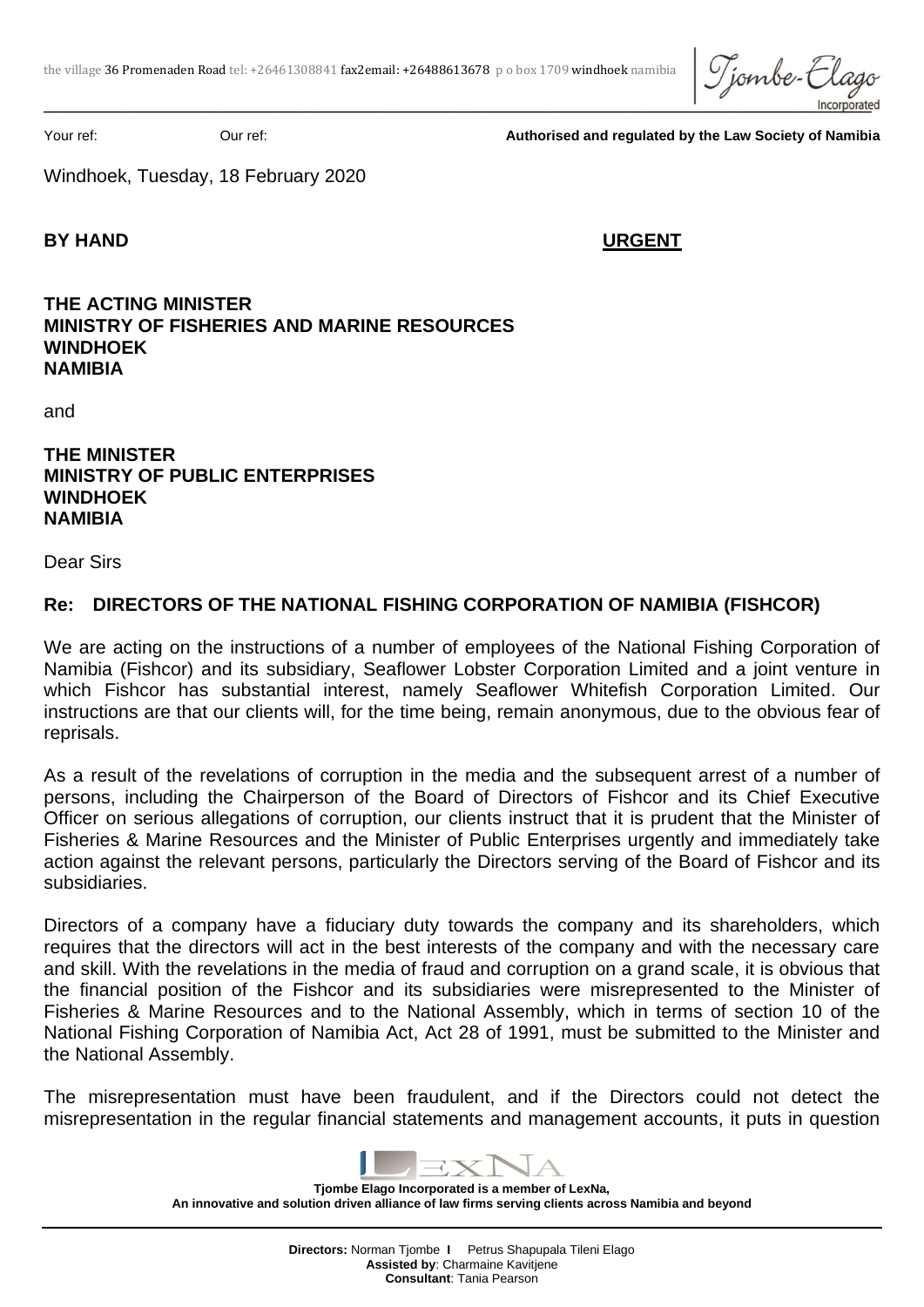the village 36 Promenaden Road tel: +26461308841 fax2email: +26488613678 p o box 1709 windhoek namibia

Tjombe-Elago Incorporated

Your ref: Our ref: **Authorised and regulated by the Law Society of Namibia**

Windhoek, Tuesday, 18 February 2020

**BY HAND** **URGENT**

**THE ACTING MINISTER**
**MINISTRY OF FISHERIES AND MARINE RESOURCES**
**WINDHOEK**
**NAMIBIA**

and

**THE MINISTER**
**MINISTRY OF PUBLIC ENTERPRISES**
**WINDHOEK**
**NAMIBIA**

Dear Sirs

**Re: DIRECTORS OF THE NATIONAL FISHING CORPORATION OF NAMIBIA (FISHCOR)**

We are acting on the instructions of a number of employees of the National Fishing Corporation of Namibia (Fishcor) and its subsidiary, Seaflower Lobster Corporation Limited and a joint venture in which Fishcor has substantial interest, namely Seaflower Whitefish Corporation Limited. Our instructions are that our clients will, for the time being, remain anonymous, due to the obvious fear of reprisals.

As a result of the revelations of corruption in the media and the subsequent arrest of a number of persons, including the Chairperson of the Board of Directors of Fishcor and its Chief Executive Officer on serious allegations of corruption, our clients instruct that it is prudent that the Minister of Fisheries & Marine Resources and the Minister of Public Enterprises urgently and immediately take action against the relevant persons, particularly the Directors serving of the Board of Fishcor and its subsidiaries.

Directors of a company have a fiduciary duty towards the company and its shareholders, which requires that the directors will act in the best interests of the company and with the necessary care and skill. With the revelations in the media of fraud and corruption on a grand scale, it is obvious that the financial position of the Fishcor and its subsidiaries were misrepresented to the Minister of Fisheries & Marine Resources and to the National Assembly, which in terms of section 10 of the National Fishing Corporation of Namibia Act, Act 28 of 1991, must be submitted to the Minister and the National Assembly.

The misrepresentation must have been fraudulent, and if the Directors could not detect the misrepresentation in the regular financial statements and management accounts, it puts in question

**Tjombe Elago Incorporated is a member of LexNa,**
**An innovative and solution driven alliance of law firms serving clients across Namibia and beyond**

**Directors:** Norman Tjombe **I** Petrus Shapupala Tileni Elago
**Assisted by**: Charmaine Kavitjene
**Consultant**: Tania Pearson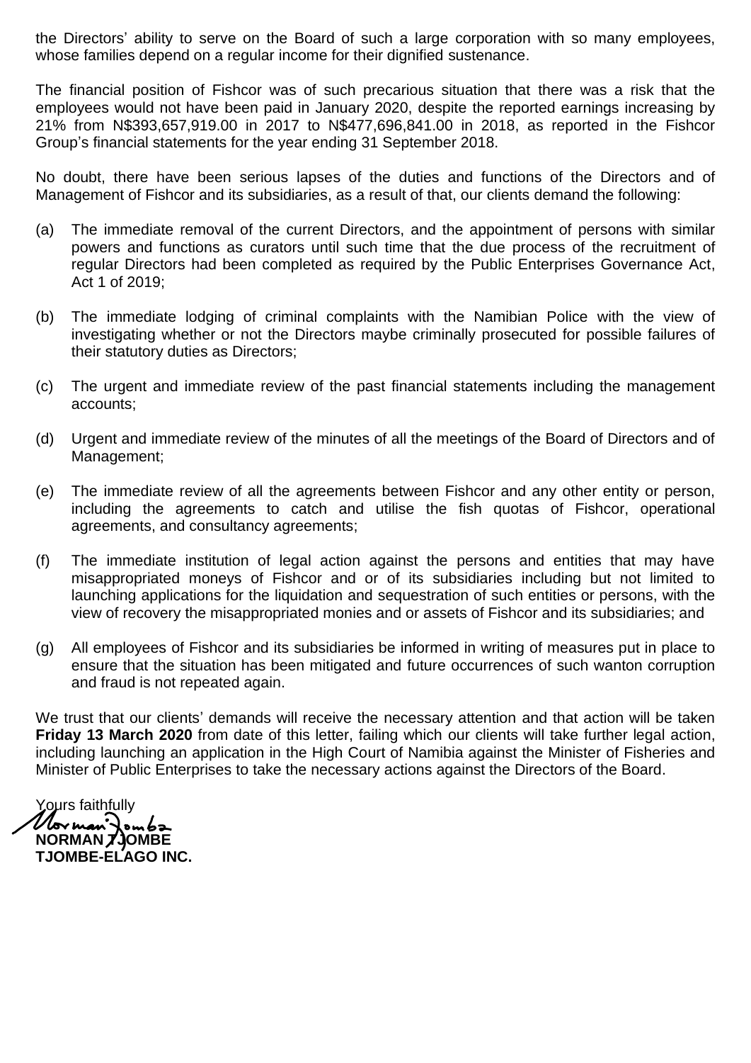the Directors' ability to serve on the Board of such a large corporation with so many employees, whose families depend on a regular income for their dignified sustenance.

The financial position of Fishcor was of such precarious situation that there was a risk that the employees would not have been paid in January 2020, despite the reported earnings increasing by 21% from N$393,657,919.00 in 2017 to N$477,696,841.00 in 2018, as reported in the Fishcor Group's financial statements for the year ending 31 September 2018.

No doubt, there have been serious lapses of the duties and functions of the Directors and of Management of Fishcor and its subsidiaries, as a result of that, our clients demand the following:

(a) The immediate removal of the current Directors, and the appointment of persons with similar powers and functions as curators until such time that the due process of the recruitment of regular Directors had been completed as required by the Public Enterprises Governance Act, Act 1 of 2019;

(b) The immediate lodging of criminal complaints with the Namibian Police with the view of investigating whether or not the Directors maybe criminally prosecuted for possible failures of their statutory duties as Directors;

(c) The urgent and immediate review of the past financial statements including the management accounts;

(d) Urgent and immediate review of the minutes of all the meetings of the Board of Directors and of Management;

(e) The immediate review of all the agreements between Fishcor and any other entity or person, including the agreements to catch and utilise the fish quotas of Fishcor, operational agreements, and consultancy agreements;

(f) The immediate institution of legal action against the persons and entities that may have misappropriated moneys of Fishcor and or of its subsidiaries including but not limited to launching applications for the liquidation and sequestration of such entities or persons, with the view of recovery the misappropriated monies and or assets of Fishcor and its subsidiaries; and

(g) All employees of Fishcor and its subsidiaries be informed in writing of measures put in place to ensure that the situation has been mitigated and future occurrences of such wanton corruption and fraud is not repeated again.

We trust that our clients' demands will receive the necessary attention and that action will be taken **Friday 13 March 2020** from date of this letter, failing which our clients will take further legal action, including launching an application in the High Court of Namibia against the Minister of Fisheries and Minister of Public Enterprises to take the necessary actions against the Directors of the Board.

Yours faithfully

**NORMAN TJOMBE**
**TJOMBE-ELAGO INC.**